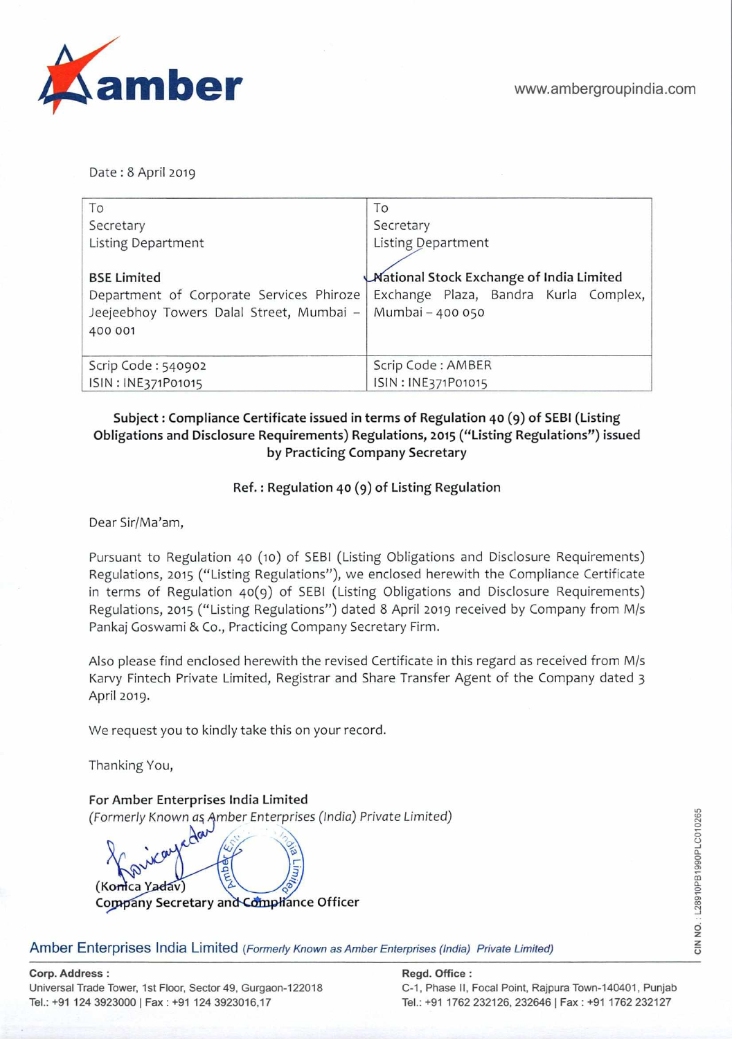amber

www.ambergroupindia.com

Date : 8 April 2019

| To<br>Secretary<br>Listing Department<br><br>**BSE Limited**<br>Department of Corporate Services Phiroze Jeejeebhoy Towers Dalal Street, Mumbai – 400 001 | To<br>Secretary<br>Listing Department<br><br>**National Stock Exchange of India Limited**<br>Exchange Plaza, Bandra Kurla Complex, Mumbai – 400 050 |
|---|---|
| Scrip Code : 540902<br>ISIN : INE371P01015 | Scrip Code : AMBER<br>ISIN : INE371P01015 |

**Subject : Compliance Certificate issued in terms of Regulation 40 (9) of SEBI (Listing Obligations and Disclosure Requirements) Regulations, 2015 ("Listing Regulations") issued by Practicing Company Secretary**

**Ref. : Regulation 40 (9) of Listing Regulation**

Dear Sir/Ma'am,

Pursuant to Regulation 40 (10) of SEBI (Listing Obligations and Disclosure Requirements) Regulations, 2015 ("Listing Regulations"), we enclosed herewith the Compliance Certificate in terms of Regulation 40(9) of SEBI (Listing Obligations and Disclosure Requirements) Regulations, 2015 ("Listing Regulations") dated 8 April 2019 received by Company from M/s Pankaj Goswami & Co., Practicing Company Secretary Firm.

Also please find enclosed herewith the revised Certificate in this regard as received from M/s Karvy Fintech Private Limited, Registrar and Share Transfer Agent of the Company dated 3 April 2019.

We request you to kindly take this on your record.

Thanking You,

**For Amber Enterprises India Limited**
*(Formerly Known as Amber Enterprises (India) Private Limited)*

(Konica Yadav)
**Company Secretary and Compliance Officer**

Amber Enterprises India Limited *(Formerly Known as Amber Enterprises (India) Private Limited)*

CIN NO. : L28910PB1990PLC010265

**Corp. Address :**
Universal Trade Tower, 1st Floor, Sector 49, Gurgaon-122018
Tel.: +91 124 3923000 | Fax : +91 124 3923016,17

**Regd. Office :**
C-1, Phase II, Focal Point, Rajpura Town-140401, Punjab
Tel.: +91 1762 232126, 232646 | Fax : +91 1762 232127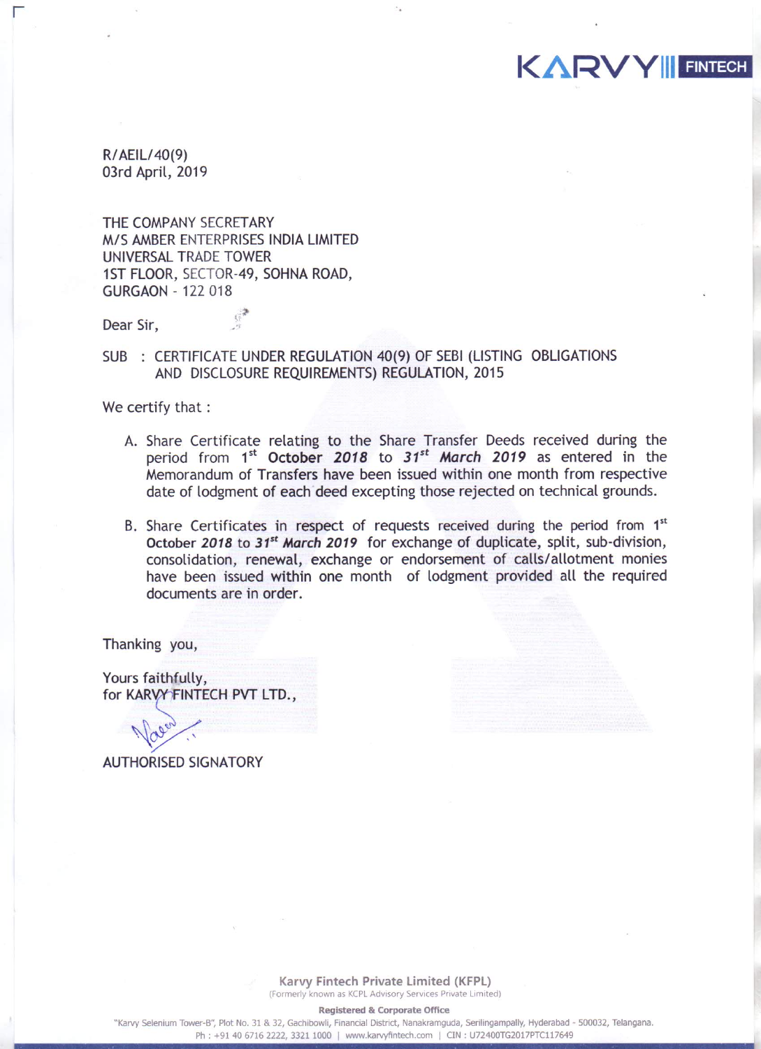KARVY FINTECH

R/AEIL/40(9)
03rd April, 2019

THE COMPANY SECRETARY
M/S AMBER ENTERPRISES INDIA LIMITED
UNIVERSAL TRADE TOWER
1ST FLOOR, SECTOR-49, SOHNA ROAD,
GURGAON - 122 018

Dear Sir,

SUB : CERTIFICATE UNDER REGULATION 40(9) OF SEBI (LISTING OBLIGATIONS AND DISCLOSURE REQUIREMENTS) REGULATION, 2015

We certify that :

A. Share Certificate relating to the Share Transfer Deeds received during the period from 1st **October *2018*** to ***31st March 2019*** as entered in the Memorandum of Transfers have been issued within one month from respective date of lodgment of each deed excepting those rejected on technical grounds.

B. Share Certificates in respect of requests received during the period from 1st October ***2018*** to ***31st March 2019*** for exchange of duplicate, split, sub-division, consolidation, renewal, exchange or endorsement of calls/allotment monies have been issued within one month of lodgment provided all the required documents are in order.

Thanking you,

Yours faithfully,
for KARVY FINTECH PVT LTD.,

AUTHORISED SIGNATORY

**Karvy Fintech Private Limited (KFPL)**
(Formerly known as KCPL Advisory Services Private Limited)

**Registered & Corporate Office**
"Karvy Selenium Tower-B", Plot No. 31 & 32, Gachibowli, Financial District, Nanakramguda, Serilingampally, Hyderabad - 500032, Telangana.
Ph : +91 40 6716 2222, 3321 1000 | www.karvyfintech.com | CIN : U72400TG2017PTC117649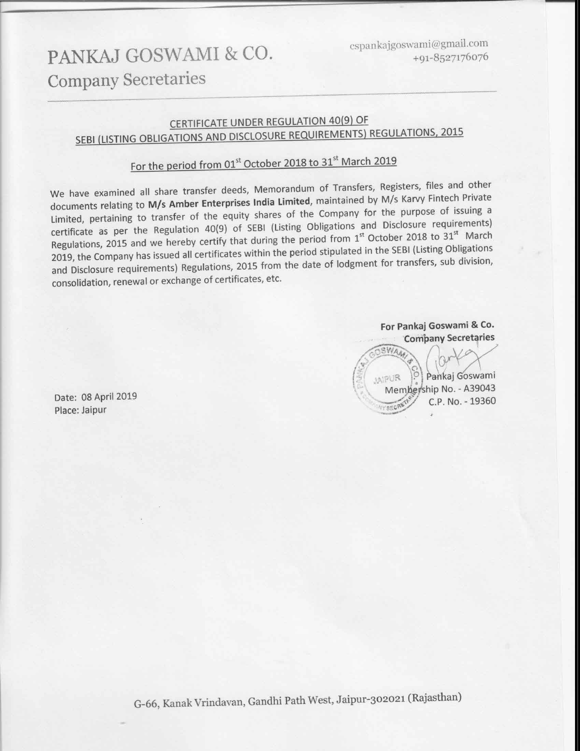# PANKAJ GOSWAMI & CO.

## Company Secretaries

cspankajgoswami@gmail.com
+91-8527176076

### CERTIFICATE UNDER REGULATION 40(9) OF SEBI (LISTING OBLIGATIONS AND DISCLOSURE REQUIREMENTS) REGULATIONS, 2015

### For the period from 01st October 2018 to 31st March 2019

We have examined all share transfer deeds, Memorandum of Transfers, Registers, files and other documents relating to **M/s Amber Enterprises India Limited**, maintained by M/s Karvy Fintech Private Limited, pertaining to transfer of the equity shares of the Company for the purpose of issuing a certificate as per the Regulation 40(9) of SEBI (Listing Obligations and Disclosure requirements) Regulations, 2015 and we hereby certify that during the period from 1st October 2018 to 31st March 2019, the Company has issued all certificates within the period stipulated in the SEBI (Listing Obligations and Disclosure requirements) Regulations, 2015 from the date of lodgment for transfers, sub division, consolidation, renewal or exchange of certificates, etc.

**For Pankaj Goswami & Co.**
**Company Secretaries**

Pankaj Goswami
Membership No. - A39043
C.P. No. - 19360

Date: 08 April 2019
Place: Jaipur

G-66, Kanak Vrindavan, Gandhi Path West, Jaipur-302021 (Rajasthan)